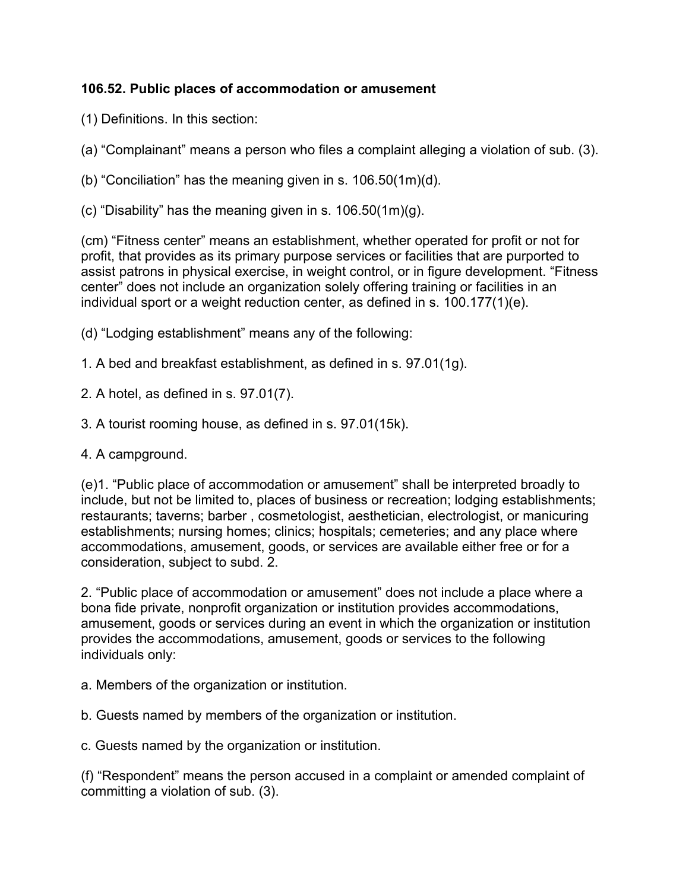**106.52. Public places of accommodation or amusement**

(1) Definitions. In this section:

(a) “Complainant” means a person who files a complaint alleging a violation of sub. (3).

(b) “Conciliation” has the meaning given in s. 106.50(1m)(d).

(c) “Disability” has the meaning given in s. 106.50(1m)(g).

(cm) “Fitness center” means an establishment, whether operated for profit or not for profit, that provides as its primary purpose services or facilities that are purported to assist patrons in physical exercise, in weight control, or in figure development. “Fitness center” does not include an organization solely offering training or facilities in an individual sport or a weight reduction center, as defined in s. 100.177(1)(e).

(d) “Lodging establishment” means any of the following:

1. A bed and breakfast establishment, as defined in s. 97.01(1g).

2. A hotel, as defined in s. 97.01(7).

3. A tourist rooming house, as defined in s. 97.01(15k).

4. A campground.

(e)1. “Public place of accommodation or amusement” shall be interpreted broadly to include, but not be limited to, places of business or recreation; lodging establishments; restaurants; taverns; barber , cosmetologist, aesthetician, electrologist, or manicuring establishments; nursing homes; clinics; hospitals; cemeteries; and any place where accommodations, amusement, goods, or services are available either free or for a consideration, subject to subd. 2.

2. “Public place of accommodation or amusement” does not include a place where a bona fide private, nonprofit organization or institution provides accommodations, amusement, goods or services during an event in which the organization or institution provides the accommodations, amusement, goods or services to the following individuals only:

a. Members of the organization or institution.

b. Guests named by members of the organization or institution.

c. Guests named by the organization or institution.

(f) “Respondent” means the person accused in a complaint or amended complaint of committing a violation of sub. (3).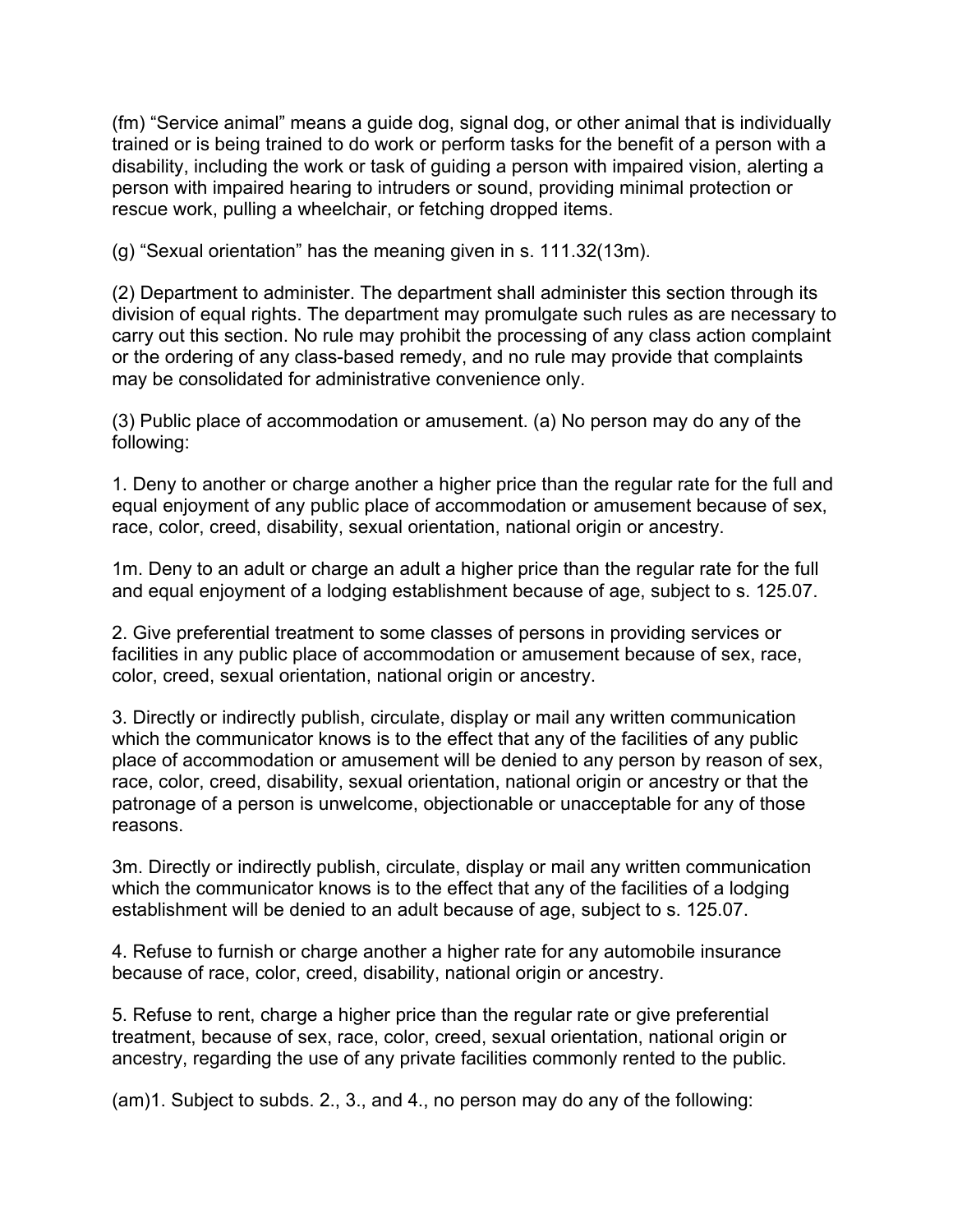(fm) “Service animal” means a guide dog, signal dog, or other animal that is individually trained or is being trained to do work or perform tasks for the benefit of a person with a disability, including the work or task of guiding a person with impaired vision, alerting a person with impaired hearing to intruders or sound, providing minimal protection or rescue work, pulling a wheelchair, or fetching dropped items.

(g) “Sexual orientation” has the meaning given in s. 111.32(13m).

(2) Department to administer. The department shall administer this section through its division of equal rights. The department may promulgate such rules as are necessary to carry out this section. No rule may prohibit the processing of any class action complaint or the ordering of any class-based remedy, and no rule may provide that complaints may be consolidated for administrative convenience only.

(3) Public place of accommodation or amusement. (a) No person may do any of the following:

1. Deny to another or charge another a higher price than the regular rate for the full and equal enjoyment of any public place of accommodation or amusement because of sex, race, color, creed, disability, sexual orientation, national origin or ancestry.

1m. Deny to an adult or charge an adult a higher price than the regular rate for the full and equal enjoyment of a lodging establishment because of age, subject to s. 125.07.

2. Give preferential treatment to some classes of persons in providing services or facilities in any public place of accommodation or amusement because of sex, race, color, creed, sexual orientation, national origin or ancestry.

3. Directly or indirectly publish, circulate, display or mail any written communication which the communicator knows is to the effect that any of the facilities of any public place of accommodation or amusement will be denied to any person by reason of sex, race, color, creed, disability, sexual orientation, national origin or ancestry or that the patronage of a person is unwelcome, objectionable or unacceptable for any of those reasons.

3m. Directly or indirectly publish, circulate, display or mail any written communication which the communicator knows is to the effect that any of the facilities of a lodging establishment will be denied to an adult because of age, subject to s. 125.07.

4. Refuse to furnish or charge another a higher rate for any automobile insurance because of race, color, creed, disability, national origin or ancestry.

5. Refuse to rent, charge a higher price than the regular rate or give preferential treatment, because of sex, race, color, creed, sexual orientation, national origin or ancestry, regarding the use of any private facilities commonly rented to the public.

(am)1. Subject to subds. 2., 3., and 4., no person may do any of the following: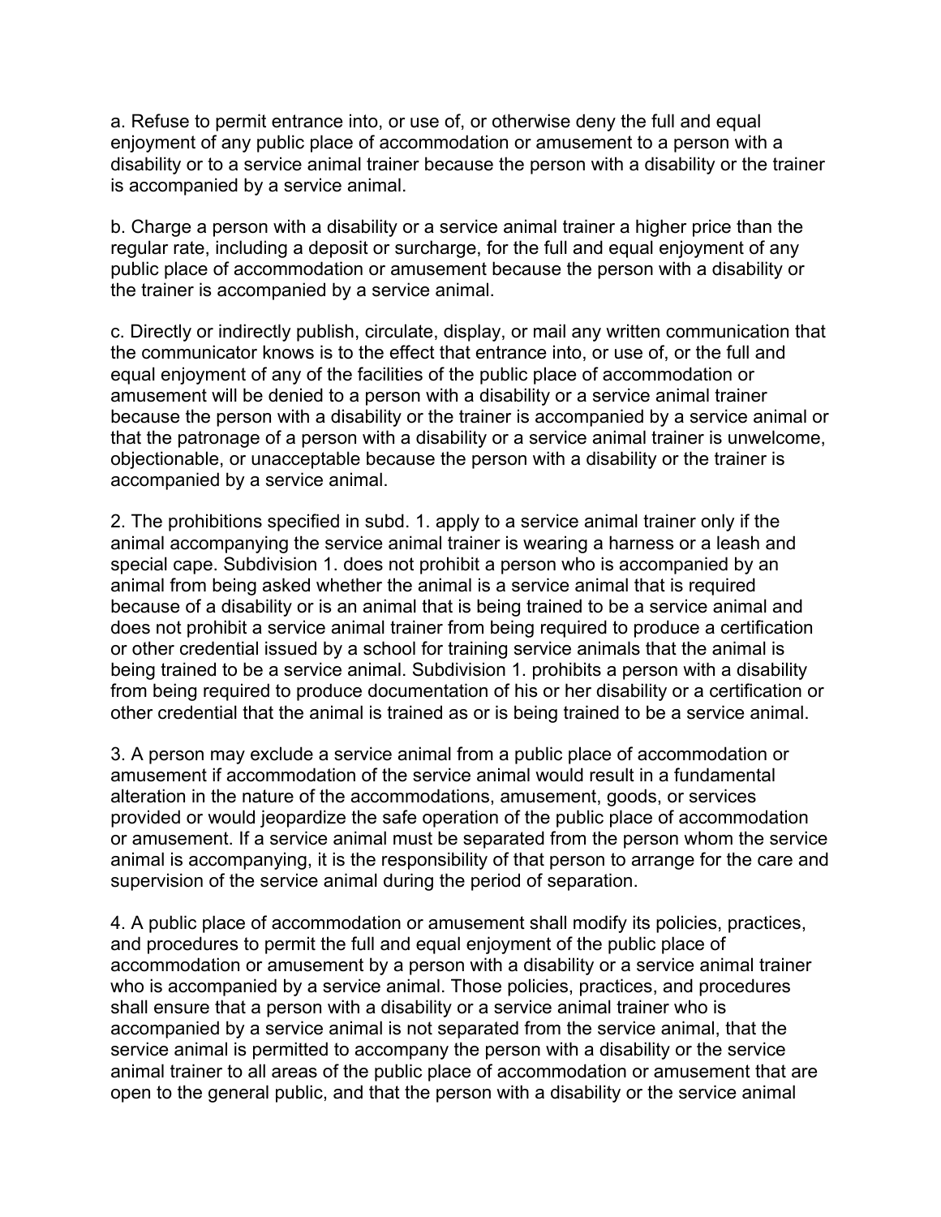a. Refuse to permit entrance into, or use of, or otherwise deny the full and equal enjoyment of any public place of accommodation or amusement to a person with a disability or to a service animal trainer because the person with a disability or the trainer is accompanied by a service animal.

b. Charge a person with a disability or a service animal trainer a higher price than the regular rate, including a deposit or surcharge, for the full and equal enjoyment of any public place of accommodation or amusement because the person with a disability or the trainer is accompanied by a service animal.

c. Directly or indirectly publish, circulate, display, or mail any written communication that the communicator knows is to the effect that entrance into, or use of, or the full and equal enjoyment of any of the facilities of the public place of accommodation or amusement will be denied to a person with a disability or a service animal trainer because the person with a disability or the trainer is accompanied by a service animal or that the patronage of a person with a disability or a service animal trainer is unwelcome, objectionable, or unacceptable because the person with a disability or the trainer is accompanied by a service animal.

2. The prohibitions specified in subd. 1. apply to a service animal trainer only if the animal accompanying the service animal trainer is wearing a harness or a leash and special cape. Subdivision 1. does not prohibit a person who is accompanied by an animal from being asked whether the animal is a service animal that is required because of a disability or is an animal that is being trained to be a service animal and does not prohibit a service animal trainer from being required to produce a certification or other credential issued by a school for training service animals that the animal is being trained to be a service animal. Subdivision 1. prohibits a person with a disability from being required to produce documentation of his or her disability or a certification or other credential that the animal is trained as or is being trained to be a service animal.

3. A person may exclude a service animal from a public place of accommodation or amusement if accommodation of the service animal would result in a fundamental alteration in the nature of the accommodations, amusement, goods, or services provided or would jeopardize the safe operation of the public place of accommodation or amusement. If a service animal must be separated from the person whom the service animal is accompanying, it is the responsibility of that person to arrange for the care and supervision of the service animal during the period of separation.

4. A public place of accommodation or amusement shall modify its policies, practices, and procedures to permit the full and equal enjoyment of the public place of accommodation or amusement by a person with a disability or a service animal trainer who is accompanied by a service animal. Those policies, practices, and procedures shall ensure that a person with a disability or a service animal trainer who is accompanied by a service animal is not separated from the service animal, that the service animal is permitted to accompany the person with a disability or the service animal trainer to all areas of the public place of accommodation or amusement that are open to the general public, and that the person with a disability or the service animal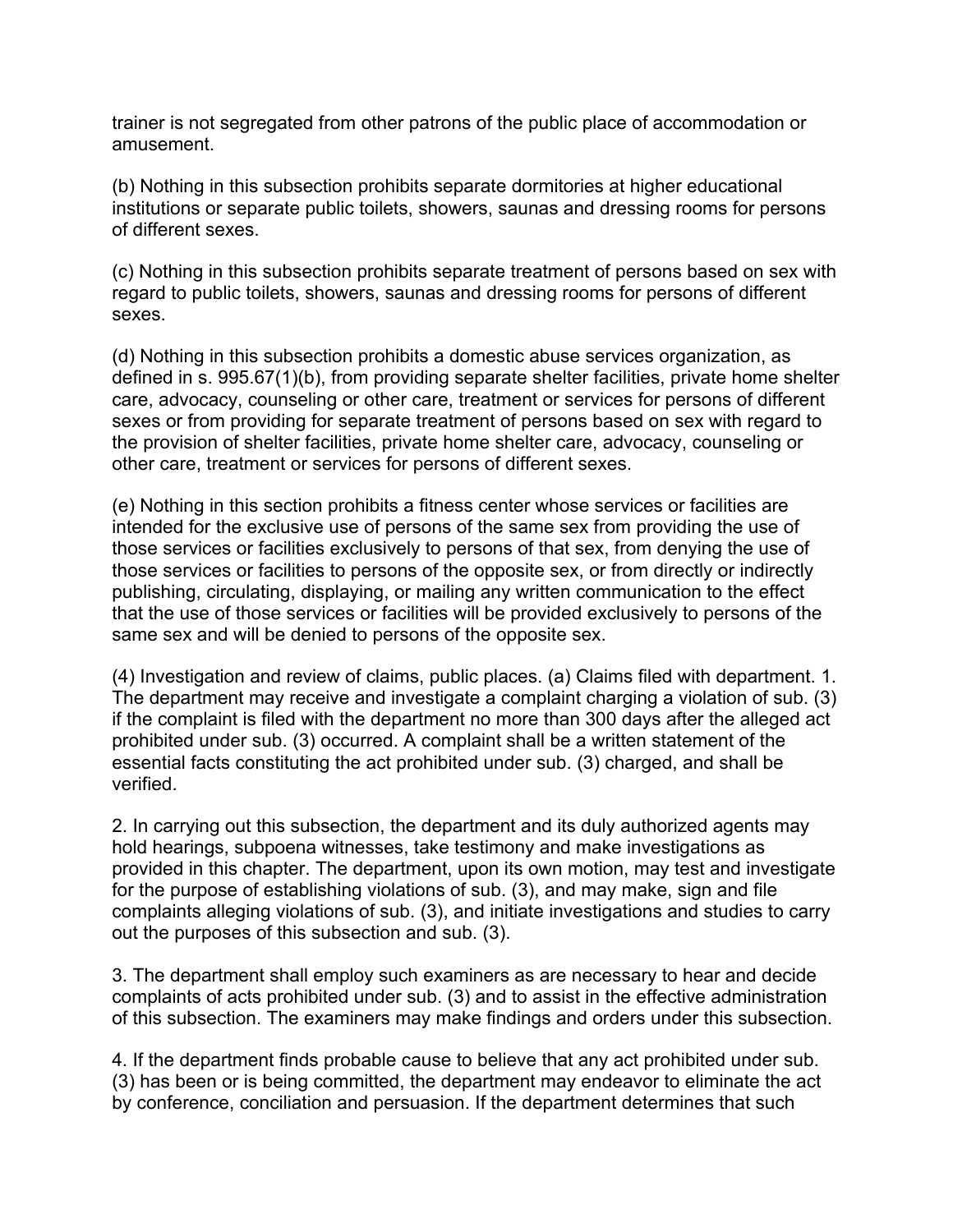trainer is not segregated from other patrons of the public place of accommodation or amusement.

(b) Nothing in this subsection prohibits separate dormitories at higher educational institutions or separate public toilets, showers, saunas and dressing rooms for persons of different sexes.

(c) Nothing in this subsection prohibits separate treatment of persons based on sex with regard to public toilets, showers, saunas and dressing rooms for persons of different sexes.

(d) Nothing in this subsection prohibits a domestic abuse services organization, as defined in s. 995.67(1)(b), from providing separate shelter facilities, private home shelter care, advocacy, counseling or other care, treatment or services for persons of different sexes or from providing for separate treatment of persons based on sex with regard to the provision of shelter facilities, private home shelter care, advocacy, counseling or other care, treatment or services for persons of different sexes.

(e) Nothing in this section prohibits a fitness center whose services or facilities are intended for the exclusive use of persons of the same sex from providing the use of those services or facilities exclusively to persons of that sex, from denying the use of those services or facilities to persons of the opposite sex, or from directly or indirectly publishing, circulating, displaying, or mailing any written communication to the effect that the use of those services or facilities will be provided exclusively to persons of the same sex and will be denied to persons of the opposite sex.

(4) Investigation and review of claims, public places. (a) Claims filed with department. 1. The department may receive and investigate a complaint charging a violation of sub. (3) if the complaint is filed with the department no more than 300 days after the alleged act prohibited under sub. (3) occurred. A complaint shall be a written statement of the essential facts constituting the act prohibited under sub. (3) charged, and shall be verified.

2. In carrying out this subsection, the department and its duly authorized agents may hold hearings, subpoena witnesses, take testimony and make investigations as provided in this chapter. The department, upon its own motion, may test and investigate for the purpose of establishing violations of sub. (3), and may make, sign and file complaints alleging violations of sub. (3), and initiate investigations and studies to carry out the purposes of this subsection and sub. (3).

3. The department shall employ such examiners as are necessary to hear and decide complaints of acts prohibited under sub. (3) and to assist in the effective administration of this subsection. The examiners may make findings and orders under this subsection.

4. If the department finds probable cause to believe that any act prohibited under sub. (3) has been or is being committed, the department may endeavor to eliminate the act by conference, conciliation and persuasion. If the department determines that such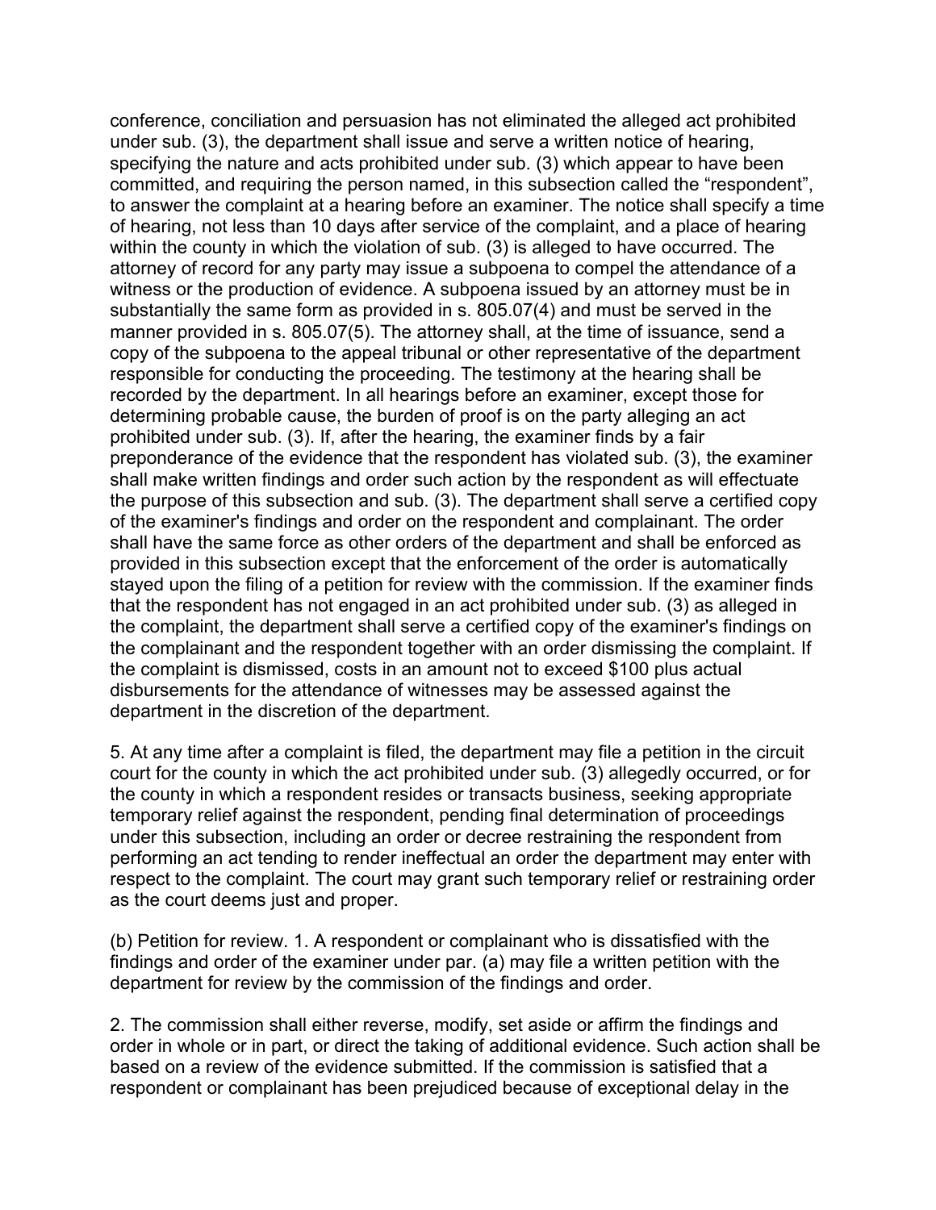conference, conciliation and persuasion has not eliminated the alleged act prohibited under sub. (3), the department shall issue and serve a written notice of hearing, specifying the nature and acts prohibited under sub. (3) which appear to have been committed, and requiring the person named, in this subsection called the “respondent”, to answer the complaint at a hearing before an examiner. The notice shall specify a time of hearing, not less than 10 days after service of the complaint, and a place of hearing within the county in which the violation of sub. (3) is alleged to have occurred. The attorney of record for any party may issue a subpoena to compel the attendance of a witness or the production of evidence. A subpoena issued by an attorney must be in substantially the same form as provided in s. 805.07(4) and must be served in the manner provided in s. 805.07(5). The attorney shall, at the time of issuance, send a copy of the subpoena to the appeal tribunal or other representative of the department responsible for conducting the proceeding. The testimony at the hearing shall be recorded by the department. In all hearings before an examiner, except those for determining probable cause, the burden of proof is on the party alleging an act prohibited under sub. (3). If, after the hearing, the examiner finds by a fair preponderance of the evidence that the respondent has violated sub. (3), the examiner shall make written findings and order such action by the respondent as will effectuate the purpose of this subsection and sub. (3). The department shall serve a certified copy of the examiner's findings and order on the respondent and complainant. The order shall have the same force as other orders of the department and shall be enforced as provided in this subsection except that the enforcement of the order is automatically stayed upon the filing of a petition for review with the commission. If the examiner finds that the respondent has not engaged in an act prohibited under sub. (3) as alleged in the complaint, the department shall serve a certified copy of the examiner's findings on the complainant and the respondent together with an order dismissing the complaint. If the complaint is dismissed, costs in an amount not to exceed $100 plus actual disbursements for the attendance of witnesses may be assessed against the department in the discretion of the department.

5. At any time after a complaint is filed, the department may file a petition in the circuit court for the county in which the act prohibited under sub. (3) allegedly occurred, or for the county in which a respondent resides or transacts business, seeking appropriate temporary relief against the respondent, pending final determination of proceedings under this subsection, including an order or decree restraining the respondent from performing an act tending to render ineffectual an order the department may enter with respect to the complaint. The court may grant such temporary relief or restraining order as the court deems just and proper.

(b) Petition for review. 1. A respondent or complainant who is dissatisfied with the findings and order of the examiner under par. (a) may file a written petition with the department for review by the commission of the findings and order.

2. The commission shall either reverse, modify, set aside or affirm the findings and order in whole or in part, or direct the taking of additional evidence. Such action shall be based on a review of the evidence submitted. If the commission is satisfied that a respondent or complainant has been prejudiced because of exceptional delay in the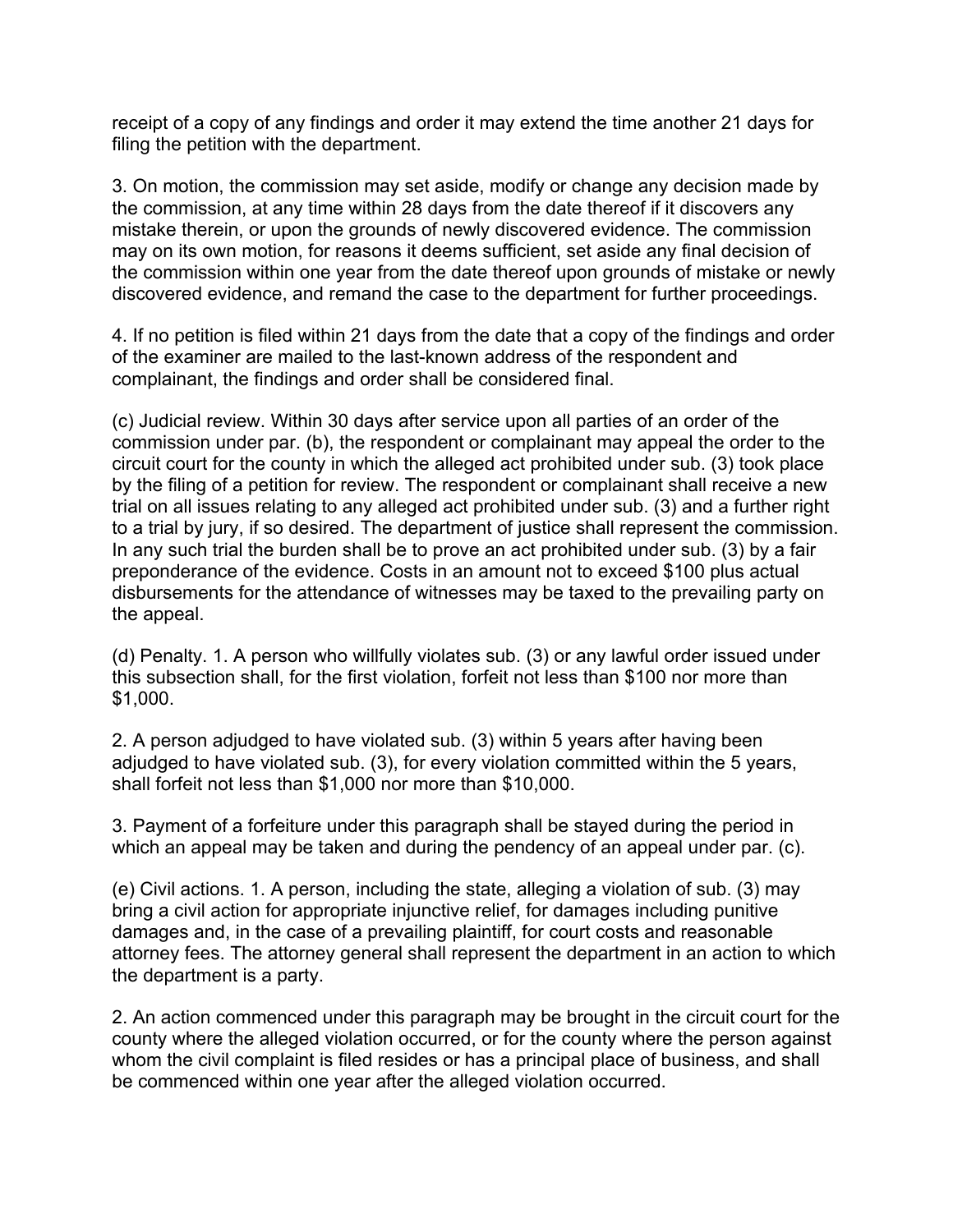receipt of a copy of any findings and order it may extend the time another 21 days for filing the petition with the department.

3. On motion, the commission may set aside, modify or change any decision made by the commission, at any time within 28 days from the date thereof if it discovers any mistake therein, or upon the grounds of newly discovered evidence. The commission may on its own motion, for reasons it deems sufficient, set aside any final decision of the commission within one year from the date thereof upon grounds of mistake or newly discovered evidence, and remand the case to the department for further proceedings.

4. If no petition is filed within 21 days from the date that a copy of the findings and order of the examiner are mailed to the last-known address of the respondent and complainant, the findings and order shall be considered final.

(c) Judicial review. Within 30 days after service upon all parties of an order of the commission under par. (b), the respondent or complainant may appeal the order to the circuit court for the county in which the alleged act prohibited under sub. (3) took place by the filing of a petition for review. The respondent or complainant shall receive a new trial on all issues relating to any alleged act prohibited under sub. (3) and a further right to a trial by jury, if so desired. The department of justice shall represent the commission. In any such trial the burden shall be to prove an act prohibited under sub. (3) by a fair preponderance of the evidence. Costs in an amount not to exceed $100 plus actual disbursements for the attendance of witnesses may be taxed to the prevailing party on the appeal.

(d) Penalty. 1. A person who willfully violates sub. (3) or any lawful order issued under this subsection shall, for the first violation, forfeit not less than $100 nor more than $1,000.

2. A person adjudged to have violated sub. (3) within 5 years after having been adjudged to have violated sub. (3), for every violation committed within the 5 years, shall forfeit not less than $1,000 nor more than $10,000.

3. Payment of a forfeiture under this paragraph shall be stayed during the period in which an appeal may be taken and during the pendency of an appeal under par. (c).

(e) Civil actions. 1. A person, including the state, alleging a violation of sub. (3) may bring a civil action for appropriate injunctive relief, for damages including punitive damages and, in the case of a prevailing plaintiff, for court costs and reasonable attorney fees. The attorney general shall represent the department in an action to which the department is a party.

2. An action commenced under this paragraph may be brought in the circuit court for the county where the alleged violation occurred, or for the county where the person against whom the civil complaint is filed resides or has a principal place of business, and shall be commenced within one year after the alleged violation occurred.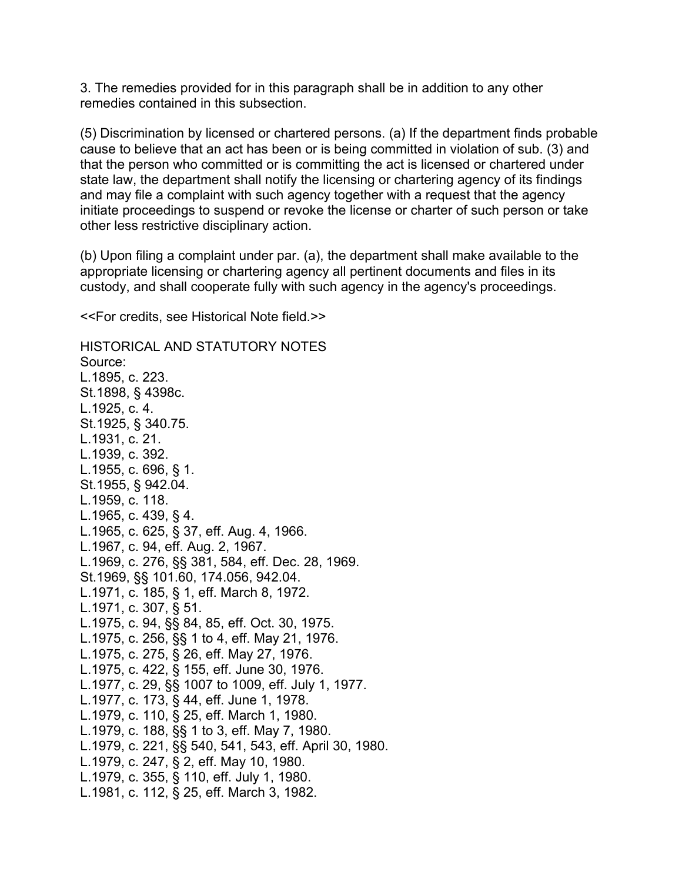3. The remedies provided for in this paragraph shall be in addition to any other remedies contained in this subsection.

(5) Discrimination by licensed or chartered persons. (a) If the department finds probable cause to believe that an act has been or is being committed in violation of sub. (3) and that the person who committed or is committing the act is licensed or chartered under state law, the department shall notify the licensing or chartering agency of its findings and may file a complaint with such agency together with a request that the agency initiate proceedings to suspend or revoke the license or charter of such person or take other less restrictive disciplinary action.

(b) Upon filing a complaint under par. (a), the department shall make available to the appropriate licensing or chartering agency all pertinent documents and files in its custody, and shall cooperate fully with such agency in the agency's proceedings.

<<For credits, see Historical Note field.>>

HISTORICAL AND STATUTORY NOTES

Source:

L.1895, c. 223.

St.1898, § 4398c.

L.1925, c. 4.

St.1925, § 340.75.

L.1931, c. 21.

L.1939, c. 392.

L.1955, c. 696, § 1.

St.1955, § 942.04.

L.1959, c. 118.

L.1965, c. 439, § 4.

L.1965, c. 625, § 37, eff. Aug. 4, 1966.

L.1967, c. 94, eff. Aug. 2, 1967.

L.1969, c. 276, §§ 381, 584, eff. Dec. 28, 1969.

St.1969, §§ 101.60, 174.056, 942.04.

L.1971, c. 185, § 1, eff. March 8, 1972.

L.1971, c. 307, § 51.

L.1975, c. 94, §§ 84, 85, eff. Oct. 30, 1975.

L.1975, c. 256, §§ 1 to 4, eff. May 21, 1976.

L.1975, c. 275, § 26, eff. May 27, 1976.

L.1975, c. 422, § 155, eff. June 30, 1976.

L.1977, c. 29, §§ 1007 to 1009, eff. July 1, 1977.

L.1977, c. 173, § 44, eff. June 1, 1978.

L.1979, c. 110, § 25, eff. March 1, 1980.

L.1979, c. 188, §§ 1 to 3, eff. May 7, 1980.

L.1979, c. 221, §§ 540, 541, 543, eff. April 30, 1980.

L.1979, c. 247, § 2, eff. May 10, 1980.

L.1979, c. 355, § 110, eff. July 1, 1980.

L.1981, c. 112, § 25, eff. March 3, 1982.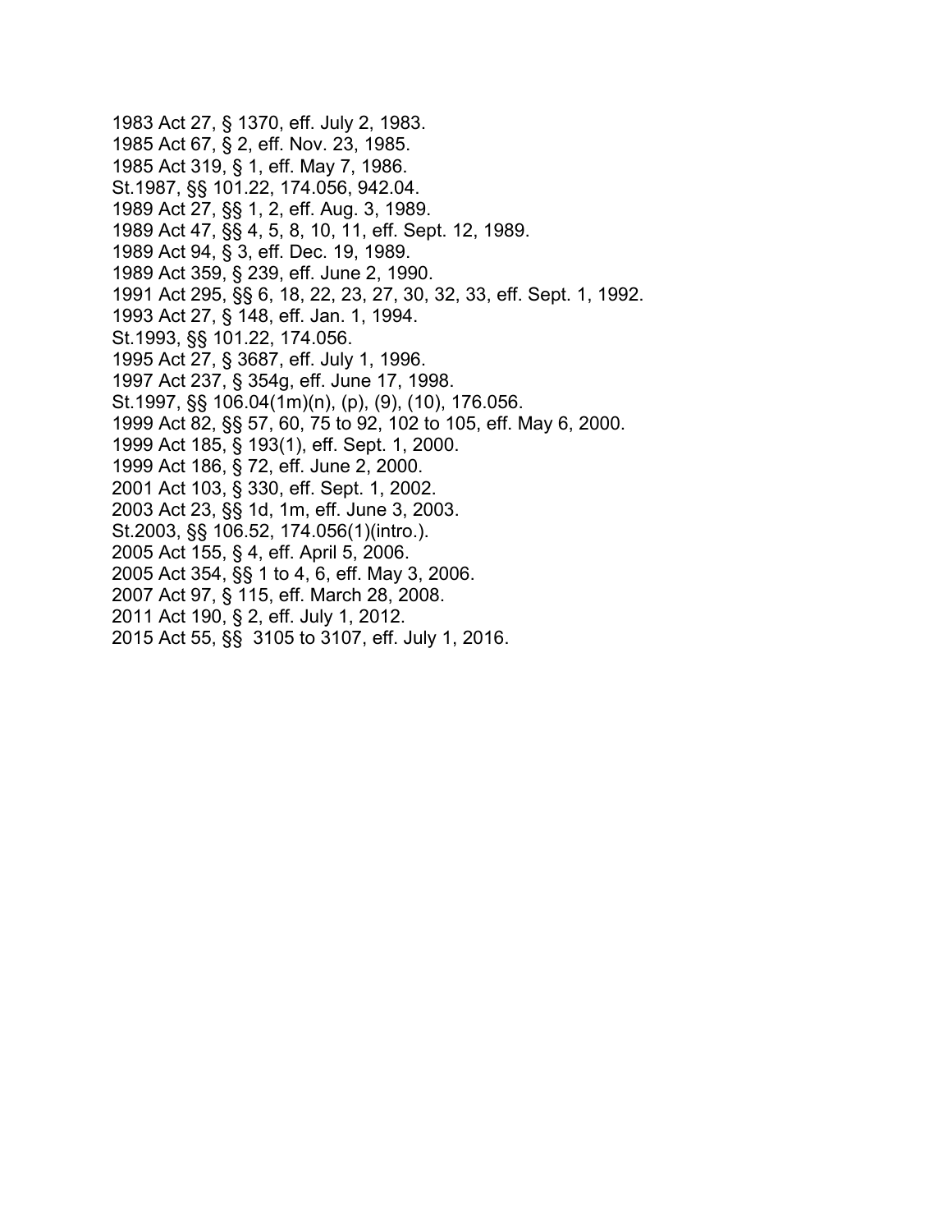1983 Act 27, § 1370, eff. July 2, 1983.
1985 Act 67, § 2, eff. Nov. 23, 1985.
1985 Act 319, § 1, eff. May 7, 1986.
St.1987, §§ 101.22, 174.056, 942.04.
1989 Act 27, §§ 1, 2, eff. Aug. 3, 1989.
1989 Act 47, §§ 4, 5, 8, 10, 11, eff. Sept. 12, 1989.
1989 Act 94, § 3, eff. Dec. 19, 1989.
1989 Act 359, § 239, eff. June 2, 1990.
1991 Act 295, §§ 6, 18, 22, 23, 27, 30, 32, 33, eff. Sept. 1, 1992.
1993 Act 27, § 148, eff. Jan. 1, 1994.
St.1993, §§ 101.22, 174.056.
1995 Act 27, § 3687, eff. July 1, 1996.
1997 Act 237, § 354g, eff. June 17, 1998.
St.1997, §§ 106.04(1m)(n), (p), (9), (10), 176.056.
1999 Act 82, §§ 57, 60, 75 to 92, 102 to 105, eff. May 6, 2000.
1999 Act 185, § 193(1), eff. Sept. 1, 2000.
1999 Act 186, § 72, eff. June 2, 2000.
2001 Act 103, § 330, eff. Sept. 1, 2002.
2003 Act 23, §§ 1d, 1m, eff. June 3, 2003.
St.2003, §§ 106.52, 174.056(1)(intro.).
2005 Act 155, § 4, eff. April 5, 2006.
2005 Act 354, §§ 1 to 4, 6, eff. May 3, 2006.
2007 Act 97, § 115, eff. March 28, 2008.
2011 Act 190, § 2, eff. July 1, 2012.
2015 Act 55, §§ 3105 to 3107, eff. July 1, 2016.